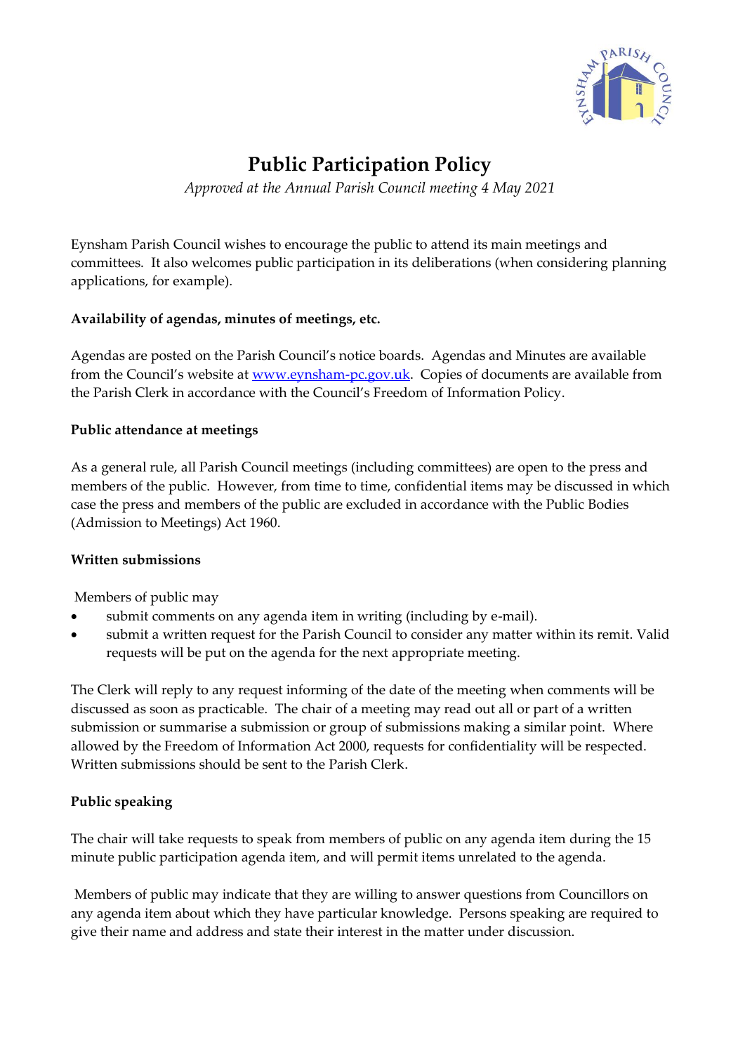# Public Participation Policy

*Approved at the Annual Parish Council meeting 4 May 2021*

Eynsham Parish Council wishes to encourage the public to attend its main meetings and committees. It also welcomes public participation in its deliberations (when considering planning applications, for example).

**Availability of agendas, minutes of meetings, etc.**

Agendas are posted on the Parish Council's notice boards. Agendas and Minutes are available from the Council's website at www.eynsham-pc.gov.uk. Copies of documents are available from the Parish Clerk in accordance with the Council's Freedom of Information Policy.

**Public attendance at meetings**

As a general rule, all Parish Council meetings (including committees) are open to the press and members of the public. However, from time to time, confidential items may be discussed in which case the press and members of the public are excluded in accordance with the Public Bodies (Admission to Meetings) Act 1960.

**Written submissions**

Members of public may

- submit comments on any agenda item in writing (including by e-mail).
- submit a written request for the Parish Council to consider any matter within its remit. Valid requests will be put on the agenda for the next appropriate meeting.

The Clerk will reply to any request informing of the date of the meeting when comments will be discussed as soon as practicable. The chair of a meeting may read out all or part of a written submission or summarise a submission or group of submissions making a similar point. Where allowed by the Freedom of Information Act 2000, requests for confidentiality will be respected. Written submissions should be sent to the Parish Clerk.

**Public speaking**

The chair will take requests to speak from members of public on any agenda item during the 15 minute public participation agenda item, and will permit items unrelated to the agenda.

Members of public may indicate that they are willing to answer questions from Councillors on any agenda item about which they have particular knowledge. Persons speaking are required to give their name and address and state their interest in the matter under discussion.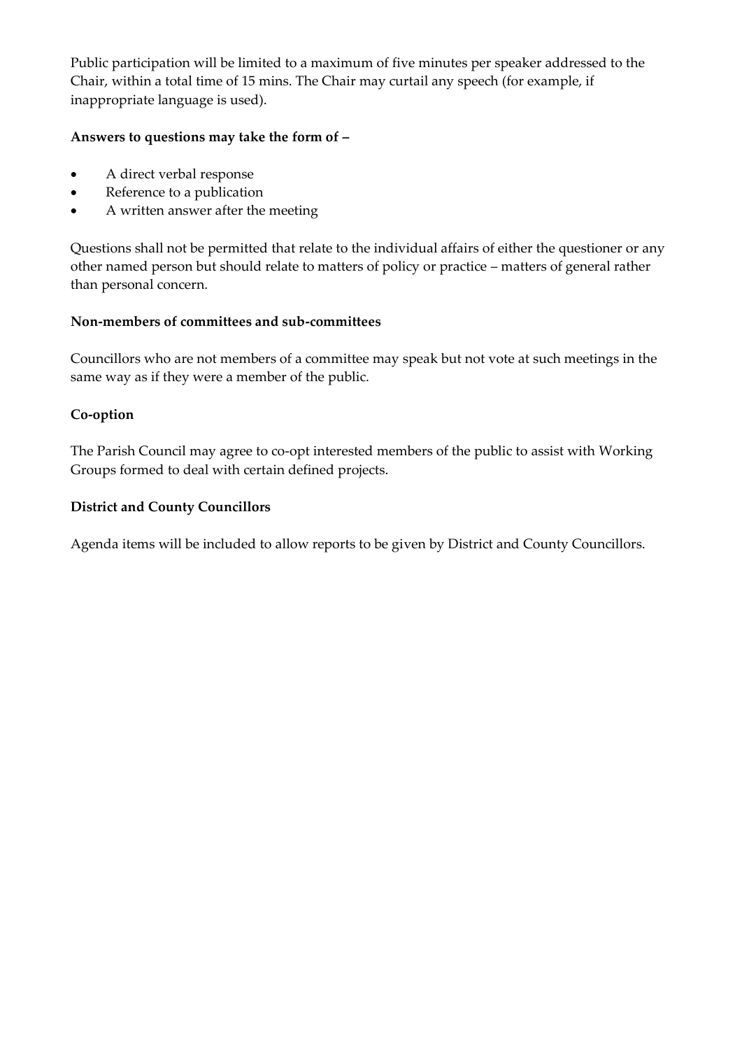Public participation will be limited to a maximum of five minutes per speaker addressed to the Chair, within a total time of 15 mins. The Chair may curtail any speech (for example, if inappropriate language is used).

**Answers to questions may take the form of –**

- A direct verbal response
- Reference to a publication
- A written answer after the meeting

Questions shall not be permitted that relate to the individual affairs of either the questioner or any other named person but should relate to matters of policy or practice – matters of general rather than personal concern.

**Non-members of committees and sub-committees**

Councillors who are not members of a committee may speak but not vote at such meetings in the same way as if they were a member of the public.

**Co-option**

The Parish Council may agree to co-opt interested members of the public to assist with Working Groups formed to deal with certain defined projects.

**District and County Councillors**

Agenda items will be included to allow reports to be given by District and County Councillors.